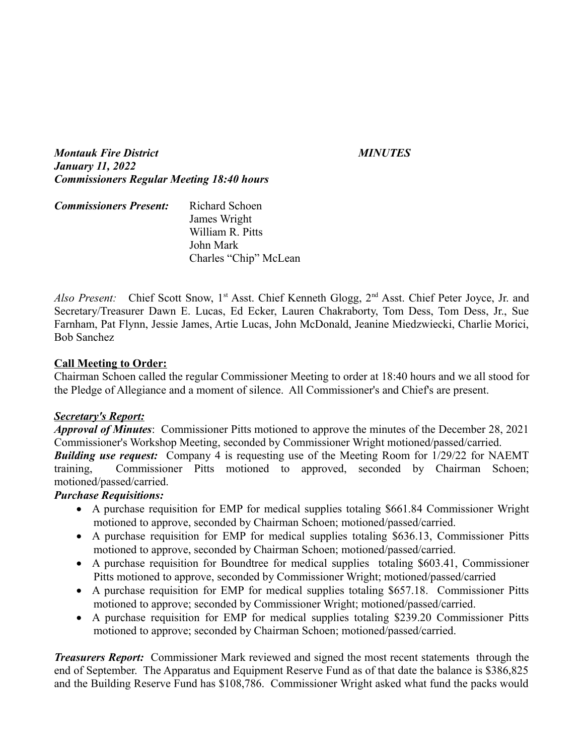***Montauk Fire District*** ***MINUTES***
***January 11, 2022***
***Commissioners Regular Meeting 18:40 hours***

***Commissioners Present:*** Richard Schoen
James Wright
William R. Pitts
John Mark
Charles "Chip" McLean

*Also Present:* Chief Scott Snow, 1st Asst. Chief Kenneth Glogg, 2nd Asst. Chief Peter Joyce, Jr. and Secretary/Treasurer Dawn E. Lucas, Ed Ecker, Lauren Chakraborty, Tom Dess, Tom Dess, Jr., Sue Farnham, Pat Flynn, Jessie James, Artie Lucas, John McDonald, Jeanine Miedzwiecki, Charlie Morici, Bob Sanchez

**Call Meeting to Order:**
Chairman Schoen called the regular Commissioner Meeting to order at 18:40 hours and we all stood for the Pledge of Allegiance and a moment of silence. All Commissioner's and Chief's are present.

***Secretary's Report:***
***Approval of Minutes***: Commissioner Pitts motioned to approve the minutes of the December 28, 2021 Commissioner's Workshop Meeting, seconded by Commissioner Wright motioned/passed/carried.
***Building use request:*** Company 4 is requesting use of the Meeting Room for 1/29/22 for NAEMT training, Commissioner Pitts motioned to approved, seconded by Chairman Schoen; motioned/passed/carried.
***Purchase Requisitions:***

- A purchase requisition for EMP for medical supplies totaling $661.84 Commissioner Wright motioned to approve, seconded by Chairman Schoen; motioned/passed/carried.
- A purchase requisition for EMP for medical supplies totaling $636.13, Commissioner Pitts motioned to approve, seconded by Chairman Schoen; motioned/passed/carried.
- A purchase requisition for Boundtree for medical supplies totaling $603.41, Commissioner Pitts motioned to approve, seconded by Commissioner Wright; motioned/passed/carried
- A purchase requisition for EMP for medical supplies totaling $657.18. Commissioner Pitts motioned to approve; seconded by Commissioner Wright; motioned/passed/carried.
- A purchase requisition for EMP for medical supplies totaling $239.20 Commissioner Pitts motioned to approve; seconded by Chairman Schoen; motioned/passed/carried.

***Treasurers Report:*** Commissioner Mark reviewed and signed the most recent statements through the end of September. The Apparatus and Equipment Reserve Fund as of that date the balance is $386,825 and the Building Reserve Fund has $108,786. Commissioner Wright asked what fund the packs would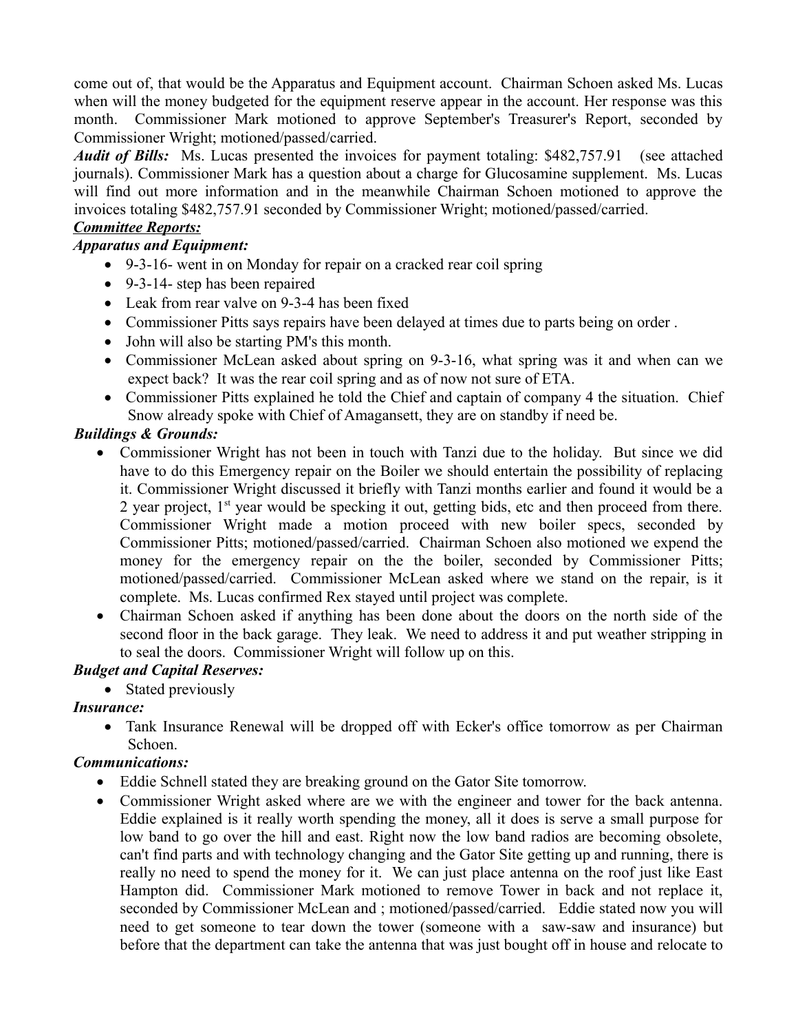come out of, that would be the Apparatus and Equipment account. Chairman Schoen asked Ms. Lucas when will the money budgeted for the equipment reserve appear in the account. Her response was this month. Commissioner Mark motioned to approve September's Treasurer's Report, seconded by Commissioner Wright; motioned/passed/carried.

***Audit of Bills:*** Ms. Lucas presented the invoices for payment totaling: $482,757.91 (see attached journals). Commissioner Mark has a question about a charge for Glucosamine supplement. Ms. Lucas will find out more information and in the meanwhile Chairman Schoen motioned to approve the invoices totaling $482,757.91 seconded by Commissioner Wright; motioned/passed/carried.

***Committee Reports:***

***Apparatus and Equipment:***

- 9-3-16- went in on Monday for repair on a cracked rear coil spring
- 9-3-14- step has been repaired
- Leak from rear valve on 9-3-4 has been fixed
- Commissioner Pitts says repairs have been delayed at times due to parts being on order .
- John will also be starting PM's this month.
- Commissioner McLean asked about spring on 9-3-16, what spring was it and when can we expect back? It was the rear coil spring and as of now not sure of ETA.
- Commissioner Pitts explained he told the Chief and captain of company 4 the situation. Chief Snow already spoke with Chief of Amagansett, they are on standby if need be.

***Buildings & Grounds:***

- Commissioner Wright has not been in touch with Tanzi due to the holiday. But since we did have to do this Emergency repair on the Boiler we should entertain the possibility of replacing it. Commissioner Wright discussed it briefly with Tanzi months earlier and found it would be a 2 year project, 1st year would be specking it out, getting bids, etc and then proceed from there. Commissioner Wright made a motion proceed with new boiler specs, seconded by Commissioner Pitts; motioned/passed/carried. Chairman Schoen also motioned we expend the money for the emergency repair on the the boiler, seconded by Commissioner Pitts; motioned/passed/carried. Commissioner McLean asked where we stand on the repair, is it complete. Ms. Lucas confirmed Rex stayed until project was complete.
- Chairman Schoen asked if anything has been done about the doors on the north side of the second floor in the back garage. They leak. We need to address it and put weather stripping in to seal the doors. Commissioner Wright will follow up on this.

***Budget and Capital Reserves:***

- Stated previously

***Insurance:***

- Tank Insurance Renewal will be dropped off with Ecker's office tomorrow as per Chairman Schoen.

***Communications:***

- Eddie Schnell stated they are breaking ground on the Gator Site tomorrow.
- Commissioner Wright asked where are we with the engineer and tower for the back antenna. Eddie explained is it really worth spending the money, all it does is serve a small purpose for low band to go over the hill and east. Right now the low band radios are becoming obsolete, can't find parts and with technology changing and the Gator Site getting up and running, there is really no need to spend the money for it. We can just place antenna on the roof just like East Hampton did. Commissioner Mark motioned to remove Tower in back and not replace it, seconded by Commissioner McLean and ; motioned/passed/carried. Eddie stated now you will need to get someone to tear down the tower (someone with a saw-saw and insurance) but before that the department can take the antenna that was just bought off in house and relocate to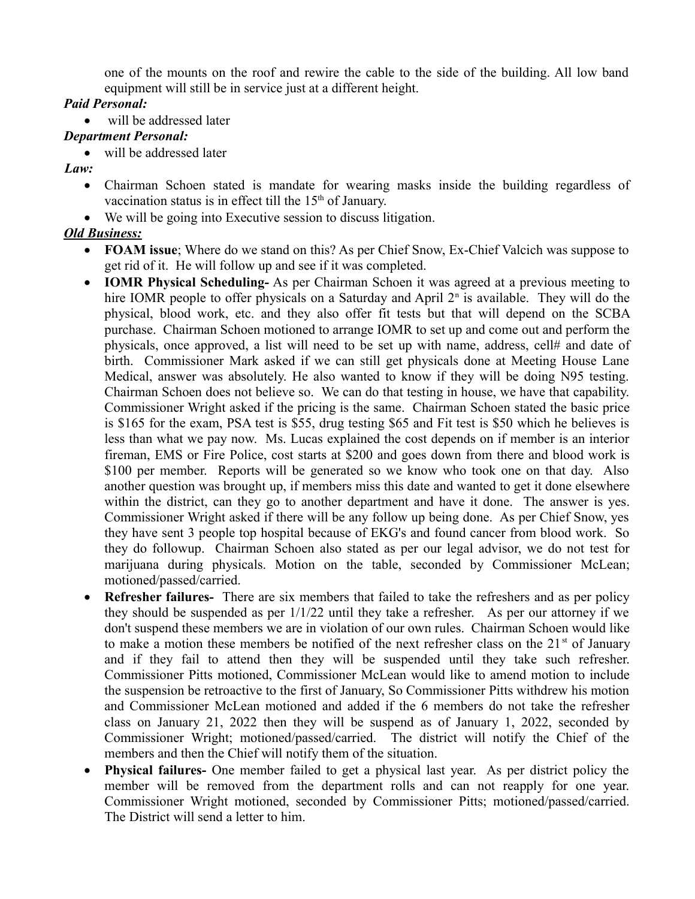one of the mounts on the roof and rewire the cable to the side of the building. All low band equipment will still be in service just at a different height.

***Paid Personal:***

- will be addressed later

***Department Personal:***

- will be addressed later

***Law:***

- Chairman Schoen stated is mandate for wearing masks inside the building regardless of vaccination status is in effect till the 15th of January.
- We will be going into Executive session to discuss litigation.

***Old Business:***

- **FOAM issue**; Where do we stand on this? As per Chief Snow, Ex-Chief Valcich was suppose to get rid of it. He will follow up and see if it was completed.
- **IOMR Physical Scheduling-** As per Chairman Schoen it was agreed at a previous meeting to hire IOMR people to offer physicals on a Saturday and April 2n is available. They will do the physical, blood work, etc. and they also offer fit tests but that will depend on the SCBA purchase. Chairman Schoen motioned to arrange IOMR to set up and come out and perform the physicals, once approved, a list will need to be set up with name, address, cell# and date of birth. Commissioner Mark asked if we can still get physicals done at Meeting House Lane Medical, answer was absolutely. He also wanted to know if they will be doing N95 testing. Chairman Schoen does not believe so. We can do that testing in house, we have that capability. Commissioner Wright asked if the pricing is the same. Chairman Schoen stated the basic price is $165 for the exam, PSA test is $55, drug testing $65 and Fit test is $50 which he believes is less than what we pay now. Ms. Lucas explained the cost depends on if member is an interior fireman, EMS or Fire Police, cost starts at $200 and goes down from there and blood work is $100 per member. Reports will be generated so we know who took one on that day. Also another question was brought up, if members miss this date and wanted to get it done elsewhere within the district, can they go to another department and have it done. The answer is yes. Commissioner Wright asked if there will be any follow up being done. As per Chief Snow, yes they have sent 3 people top hospital because of EKG's and found cancer from blood work. So they do followup. Chairman Schoen also stated as per our legal advisor, we do not test for marijuana during physicals. Motion on the table, seconded by Commissioner McLean; motioned/passed/carried.
- **Refresher failures-** There are six members that failed to take the refreshers and as per policy they should be suspended as per 1/1/22 until they take a refresher. As per our attorney if we don't suspend these members we are in violation of our own rules. Chairman Schoen would like to make a motion these members be notified of the next refresher class on the 21st of January and if they fail to attend then they will be suspended until they take such refresher. Commissioner Pitts motioned, Commissioner McLean would like to amend motion to include the suspension be retroactive to the first of January, So Commissioner Pitts withdrew his motion and Commissioner McLean motioned and added if the 6 members do not take the refresher class on January 21, 2022 then they will be suspend as of January 1, 2022, seconded by Commissioner Wright; motioned/passed/carried. The district will notify the Chief of the members and then the Chief will notify them of the situation.
- **Physical failures-** One member failed to get a physical last year. As per district policy the member will be removed from the department rolls and can not reapply for one year. Commissioner Wright motioned, seconded by Commissioner Pitts; motioned/passed/carried. The District will send a letter to him.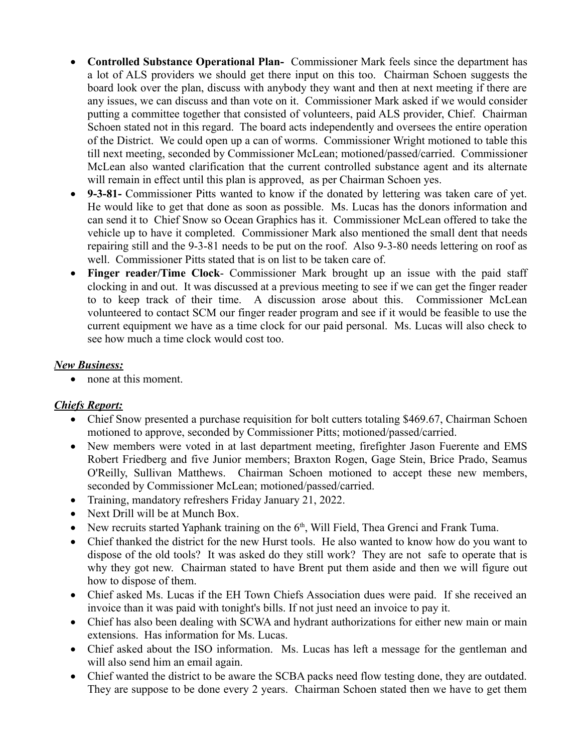- **Controlled Substance Operational Plan-** Commissioner Mark feels since the department has a lot of ALS providers we should get there input on this too. Chairman Schoen suggests the board look over the plan, discuss with anybody they want and then at next meeting if there are any issues, we can discuss and than vote on it. Commissioner Mark asked if we would consider putting a committee together that consisted of volunteers, paid ALS provider, Chief. Chairman Schoen stated not in this regard. The board acts independently and oversees the entire operation of the District. We could open up a can of worms. Commissioner Wright motioned to table this till next meeting, seconded by Commissioner McLean; motioned/passed/carried. Commissioner McLean also wanted clarification that the current controlled substance agent and its alternate will remain in effect until this plan is approved, as per Chairman Schoen yes.
- **9-3-81-** Commissioner Pitts wanted to know if the donated by lettering was taken care of yet. He would like to get that done as soon as possible. Ms. Lucas has the donors information and can send it to Chief Snow so Ocean Graphics has it. Commissioner McLean offered to take the vehicle up to have it completed. Commissioner Mark also mentioned the small dent that needs repairing still and the 9-3-81 needs to be put on the roof. Also 9-3-80 needs lettering on roof as well. Commissioner Pitts stated that is on list to be taken care of.
- **Finger reader/Time Clock**- Commissioner Mark brought up an issue with the paid staff clocking in and out. It was discussed at a previous meeting to see if we can get the finger reader to to keep track of their time. A discussion arose about this. Commissioner McLean volunteered to contact SCM our finger reader program and see if it would be feasible to use the current equipment we have as a time clock for our paid personal. Ms. Lucas will also check to see how much a time clock would cost too.

***New Business:***

- none at this moment.

***Chiefs Report:***

- Chief Snow presented a purchase requisition for bolt cutters totaling $469.67, Chairman Schoen motioned to approve, seconded by Commissioner Pitts; motioned/passed/carried.
- New members were voted in at last department meeting, firefighter Jason Fuerente and EMS Robert Friedberg and five Junior members; Braxton Rogen, Gage Stein, Brice Prado, Seamus O'Reilly, Sullivan Matthews. Chairman Schoen motioned to accept these new members, seconded by Commissioner McLean; motioned/passed/carried.
- Training, mandatory refreshers Friday January 21, 2022.
- Next Drill will be at Munch Box.
- New recruits started Yaphank training on the 6th, Will Field, Thea Grenci and Frank Tuma.
- Chief thanked the district for the new Hurst tools. He also wanted to know how do you want to dispose of the old tools? It was asked do they still work? They are not safe to operate that is why they got new. Chairman stated to have Brent put them aside and then we will figure out how to dispose of them.
- Chief asked Ms. Lucas if the EH Town Chiefs Association dues were paid. If she received an invoice than it was paid with tonight's bills. If not just need an invoice to pay it.
- Chief has also been dealing with SCWA and hydrant authorizations for either new main or main extensions. Has information for Ms. Lucas.
- Chief asked about the ISO information. Ms. Lucas has left a message for the gentleman and will also send him an email again.
- Chief wanted the district to be aware the SCBA packs need flow testing done, they are outdated. They are suppose to be done every 2 years. Chairman Schoen stated then we have to get them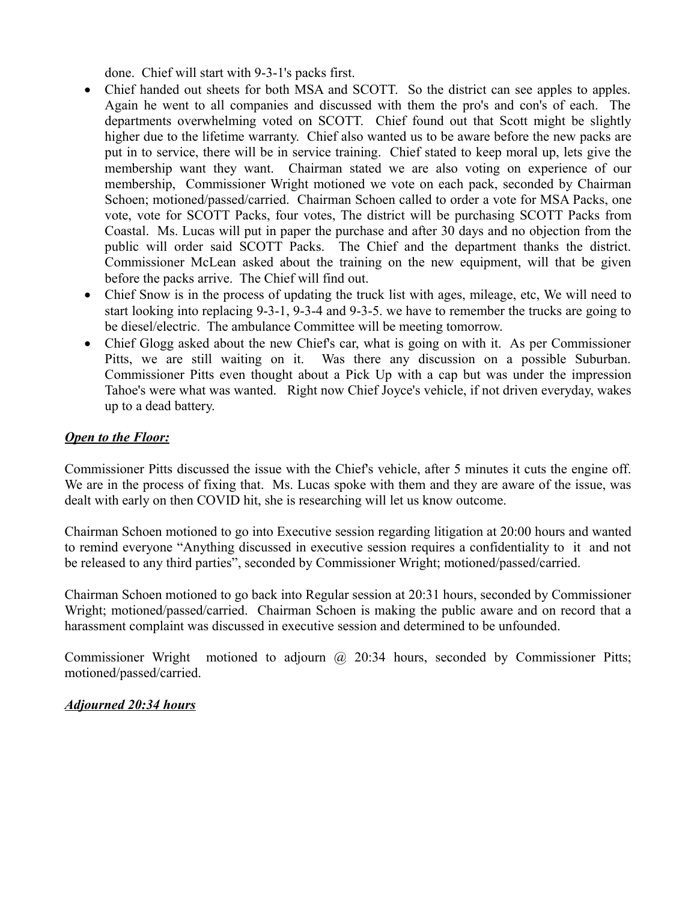done. Chief will start with 9-3-1's packs first.

- Chief handed out sheets for both MSA and SCOTT. So the district can see apples to apples. Again he went to all companies and discussed with them the pro's and con's of each. The departments overwhelming voted on SCOTT. Chief found out that Scott might be slightly higher due to the lifetime warranty. Chief also wanted us to be aware before the new packs are put in to service, there will be in service training. Chief stated to keep moral up, lets give the membership want they want. Chairman stated we are also voting on experience of our membership, Commissioner Wright motioned we vote on each pack, seconded by Chairman Schoen; motioned/passed/carried. Chairman Schoen called to order a vote for MSA Packs, one vote, vote for SCOTT Packs, four votes, The district will be purchasing SCOTT Packs from Coastal. Ms. Lucas will put in paper the purchase and after 30 days and no objection from the public will order said SCOTT Packs. The Chief and the department thanks the district. Commissioner McLean asked about the training on the new equipment, will that be given before the packs arrive. The Chief will find out.
- Chief Snow is in the process of updating the truck list with ages, mileage, etc, We will need to start looking into replacing 9-3-1, 9-3-4 and 9-3-5. we have to remember the trucks are going to be diesel/electric. The ambulance Committee will be meeting tomorrow.
- Chief Glogg asked about the new Chief's car, what is going on with it. As per Commissioner Pitts, we are still waiting on it. Was there any discussion on a possible Suburban. Commissioner Pitts even thought about a Pick Up with a cap but was under the impression Tahoe's were what was wanted. Right now Chief Joyce's vehicle, if not driven everyday, wakes up to a dead battery.

***Open to the Floor:***

Commissioner Pitts discussed the issue with the Chief's vehicle, after 5 minutes it cuts the engine off. We are in the process of fixing that. Ms. Lucas spoke with them and they are aware of the issue, was dealt with early on then COVID hit, she is researching will let us know outcome.

Chairman Schoen motioned to go into Executive session regarding litigation at 20:00 hours and wanted to remind everyone "Anything discussed in executive session requires a confidentiality to it and not be released to any third parties", seconded by Commissioner Wright; motioned/passed/carried.

Chairman Schoen motioned to go back into Regular session at 20:31 hours, seconded by Commissioner Wright; motioned/passed/carried. Chairman Schoen is making the public aware and on record that a harassment complaint was discussed in executive session and determined to be unfounded.

Commissioner Wright motioned to adjourn @ 20:34 hours, seconded by Commissioner Pitts; motioned/passed/carried.

***Adjourned 20:34 hours***